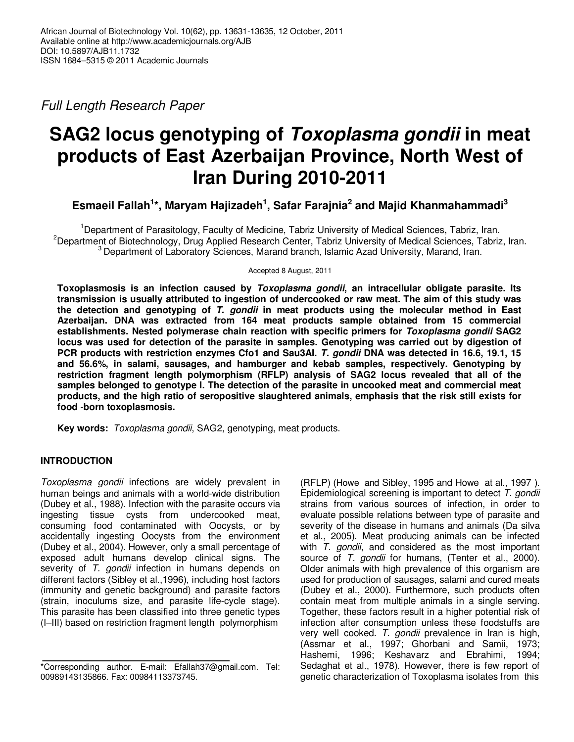*Full Length Research Paper*

# SAG2 locus genotyping of *Toxoplasma gondii* in meat products of East Azerbaijan Province, North West of Iran During 2010-2011

**Esmaeil Fallah[1]\*, Maryam Hajizadeh[1], Safar Farajnia[2] and Majid Khanmahammadi[3]**

[1]Department of Parasitology, Faculty of Medicine, Tabriz University of Medical Sciences, Tabriz, Iran.
[2]Department of Biotechnology, Drug Applied Research Center, Tabriz University of Medical Sciences, Tabriz, Iran.
[3]Department of Laboratory Sciences, Marand branch, Islamic Azad University, Marand, Iran.

Accepted 8 August, 2011

**Toxoplasmosis is an infection caused by *Toxoplasma gondii*, an intracellular obligate parasite. Its transmission is usually attributed to ingestion of undercooked or raw meat. The aim of this study was the detection and genotyping of *T. gondii* in meat products using the molecular method in East Azerbaijan. DNA was extracted from 164 meat products sample obtained from 15 commercial establishments. Nested polymerase chain reaction with specific primers for *Toxoplasma gondii* SAG2 locus was used for detection of the parasite in samples. Genotyping was carried out by digestion of PCR products with restriction enzymes Cfo1 and Sau3AI. *T. gondii* DNA was detected in 16.6, 19.1, 15 and 56.6%, in salami, sausages, and hamburger and kebab samples, respectively. Genotyping by restriction fragment length polymorphism (RFLP) analysis of SAG2 locus revealed that all of the samples belonged to genotype I. The detection of the parasite in uncooked meat and commercial meat products, and the high ratio of seropositive slaughtered animals, emphasis that the risk still exists for food -born toxoplasmosis.**

**Key words:** *Toxoplasma gondii*, SAG2, genotyping, meat products.

## INTRODUCTION

*Toxoplasma gondii* infections are widely prevalent in human beings and animals with a world-wide distribution (Dubey et al., 1988). Infection with the parasite occurs via ingesting tissue cysts from undercooked meat, consuming food contaminated with Oocysts, or by accidentally ingesting Oocysts from the environment (Dubey et al., 2004). However, only a small percentage of exposed adult humans develop clinical signs. The severity of *T. gondii* infection in humans depends on different factors (Sibley et al.,1996), including host factors (immunity and genetic background) and parasite factors (strain, inoculums size, and parasite life-cycle stage). This parasite has been classified into three genetic types (I–III) based on restriction fragment length polymorphism (RFLP) (Howe and Sibley, 1995 and Howe at al., 1997 ). Epidemiological screening is important to detect *T. gondii* strains from various sources of infection, in order to evaluate possible relations between type of parasite and severity of the disease in humans and animals (Da silva et al., 2005). Meat producing animals can be infected with *T. gondii*, and considered as the most important source of *T. gondii* for humans, (Tenter et al., 2000). Older animals with high prevalence of this organism are used for production of sausages, salami and cured meats (Dubey et al., 2000). Furthermore, such products often contain meat from multiple animals in a single serving. Together, these factors result in a higher potential risk of infection after consumption unless these foodstuffs are very well cooked. *T. gondii* prevalence in Iran is high, (Assmar et al., 1997; Ghorbani and Samii, 1973; Hashemi, 1996; Keshavarz and Ebrahimi, 1994; Sedaghat et al., 1978). However, there is few report of genetic characterization of Toxoplasma isolates from this

\*Corresponding author. E-mail: Efallah37@gmail.com. Tel: 00989143135866. Fax: 00984113373745.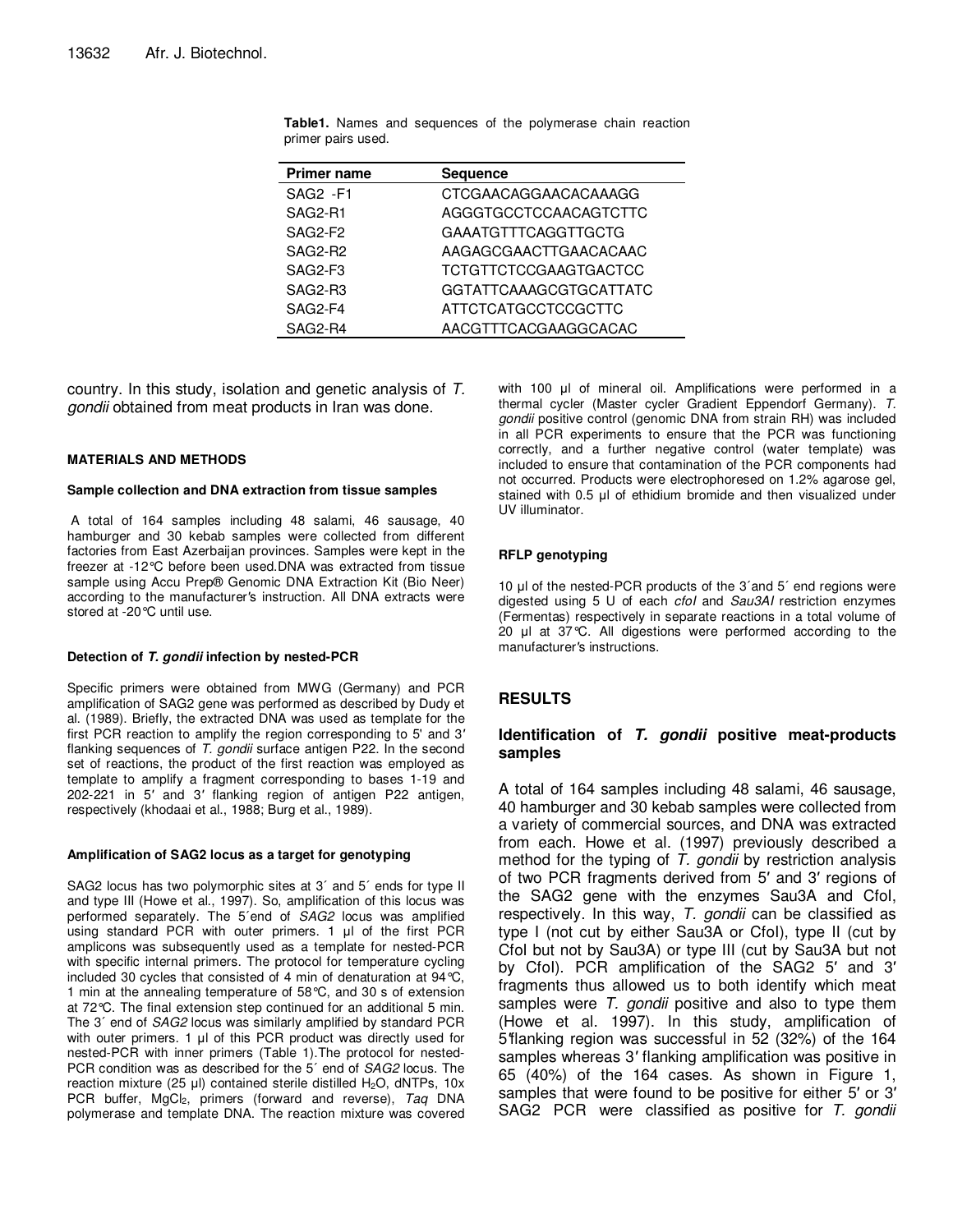**Table1.** Names and sequences of the polymerase chain reaction primer pairs used.

| Primer name | Sequence |
|---|---|
| SAG2 -F1 | CTCGAACAGGAACACAAAGG |
| SAG2-R1 | AGGGTGCCTCCAACAGTCTTC |
| SAG2-F2 | GAAATGTTTCAGGTTGCTG |
| SAG2-R2 | AAGAGCGAACTTGAACACAAC |
| SAG2-F3 | TCTGTTCTCCGAAGTGACTCC |
| SAG2-R3 | GGTATTCAAAGCGTGCATTATC |
| SAG2-F4 | ATTCTCATGCCTCCGCTTC |
| SAG2-R4 | AACGTTTCACGAAGGCACAC |

country. In this study, isolation and genetic analysis of *T. gondii* obtained from meat products in Iran was done.

## MATERIALS AND METHODS

### Sample collection and DNA extraction from tissue samples

A total of 164 samples including 48 salami, 46 sausage, 40 hamburger and 30 kebab samples were collected from different factories from East Azerbaijan provinces. Samples were kept in the freezer at -12°C before been used.DNA was extracted from tissue sample using Accu Prep® Genomic DNA Extraction Kit (Bio Neer) according to the manufacturer's instruction. All DNA extracts were stored at -20°C until use.

### Detection of *T. gondii* infection by nested-PCR

Specific primers were obtained from MWG (Germany) and PCR amplification of SAG2 gene was performed as described by Dudy et al. (1989). Briefly, the extracted DNA was used as template for the first PCR reaction to amplify the region corresponding to 5' and 3′ flanking sequences of *T. gondii* surface antigen P22. In the second set of reactions, the product of the first reaction was employed as template to amplify a fragment corresponding to bases 1-19 and 202-221 in 5′ and 3′ flanking region of antigen P22 antigen, respectively (khodaai et al., 1988; Burg et al., 1989).

### Amplification of SAG2 locus as a target for genotyping

SAG2 locus has two polymorphic sites at 3´ and 5´ ends for type II and type III (Howe et al., 1997). So, amplification of this locus was performed separately. The 5´end of *SAG2* locus was amplified using standard PCR with outer primers. 1 µl of the first PCR amplicons was subsequently used as a template for nested-PCR with specific internal primers. The protocol for temperature cycling included 30 cycles that consisted of 4 min of denaturation at 94°C, 1 min at the annealing temperature of 58°C, and 30 s of extension at 72°C. The final extension step continued for an additional 5 min. The 3´ end of *SAG2* locus was similarly amplified by standard PCR with outer primers. 1 µl of this PCR product was directly used for nested-PCR with inner primers (Table 1).The protocol for nested-PCR condition was as described for the 5´ end of *SAG2* locus. The reaction mixture (25 µl) contained sterile distilled $H_2O$, dNTPs, 10x PCR buffer, $MgCl_2$, primers (forward and reverse), *Taq* DNA polymerase and template DNA. The reaction mixture was covered with 100 µl of mineral oil. Amplifications were performed in a thermal cycler (Master cycler Gradient Eppendorf Germany). *T. gondii* positive control (genomic DNA from strain RH) was included in all PCR experiments to ensure that the PCR was functioning correctly, and a further negative control (water template) was included to ensure that contamination of the PCR components had not occurred. Products were electrophoresed on 1.2% agarose gel, stained with 0.5 µl of ethidium bromide and then visualized under UV illuminator.

### RFLP genotyping

10 µl of the nested-PCR products of the 3´and 5´ end regions were digested using 5 U of each *cfoI* and *Sau3AI* restriction enzymes (Fermentas) respectively in separate reactions in a total volume of 20 µl at 37°C. All digestions were performed according to the manufacturer's instructions.

## RESULTS

### Identification of *T. gondii* positive meat-products samples

A total of 164 samples including 48 salami, 46 sausage, 40 hamburger and 30 kebab samples were collected from a variety of commercial sources, and DNA was extracted from each. Howe et al. (1997) previously described a method for the typing of *T. gondii* by restriction analysis of two PCR fragments derived from 5′ and 3′ regions of the SAG2 gene with the enzymes Sau3A and CfoI, respectively. In this way, *T. gondii* can be classified as type I (not cut by either Sau3A or CfoI), type II (cut by CfoI but not by Sau3A) or type III (cut by Sau3A but not by CfoI). PCR amplification of the SAG2 5′ and 3′ fragments thus allowed us to both identify which meat samples were *T. gondii* positive and also to type them (Howe et al. 1997). In this study, amplification of 5′flanking region was successful in 52 (32%) of the 164 samples whereas 3′ flanking amplification was positive in 65 (40%) of the 164 cases. As shown in Figure 1, samples that were found to be positive for either 5′ or 3′ SAG2 PCR were classified as positive for *T. gondii*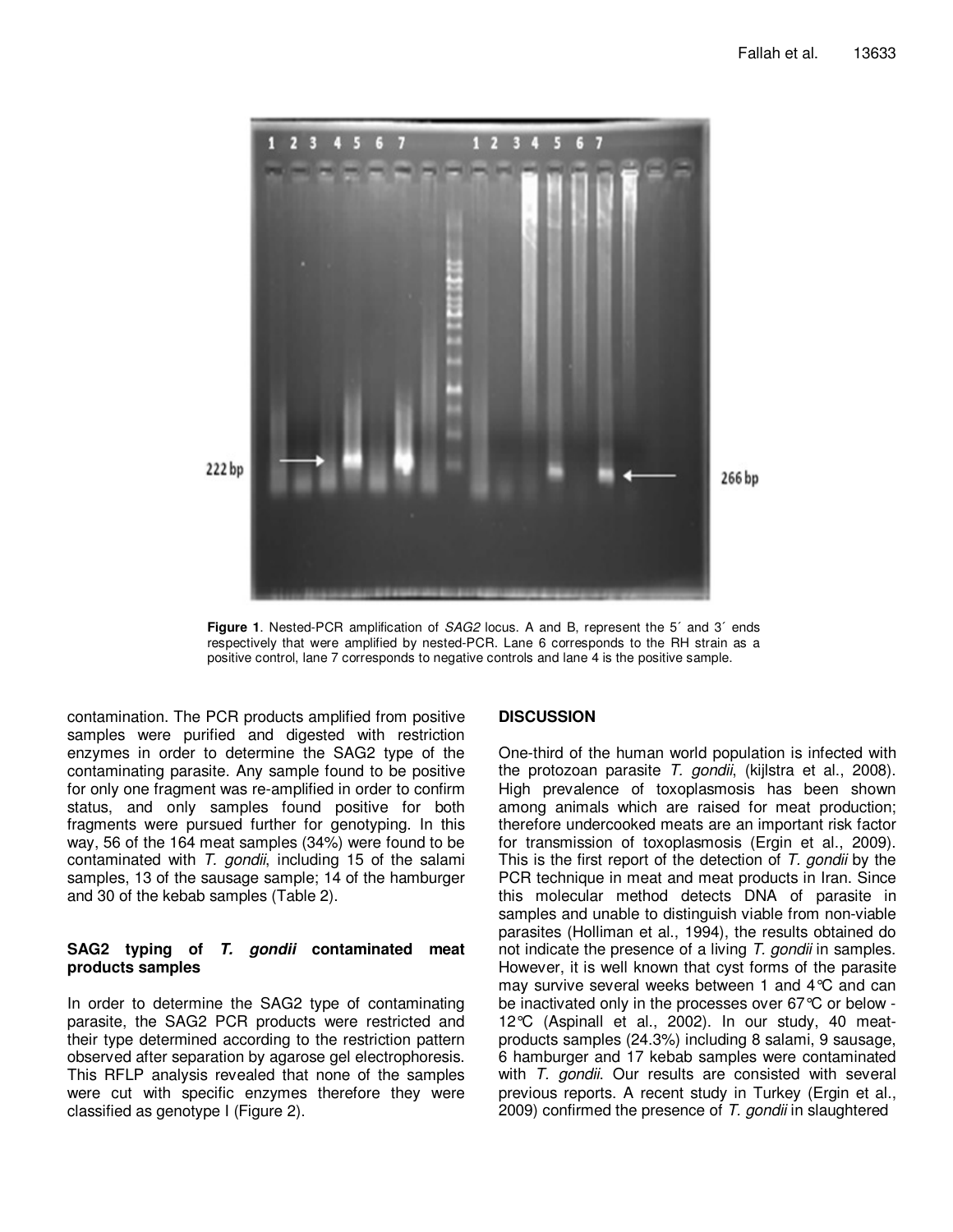**Figure 1**. Nested-PCR amplification of *SAG2* locus. A and B, represent the 5´ and 3´ ends respectively that were amplified by nested-PCR. Lane 6 corresponds to the RH strain as a positive control, lane 7 corresponds to negative controls and lane 4 is the positive sample.

contamination. The PCR products amplified from positive samples were purified and digested with restriction enzymes in order to determine the SAG2 type of the contaminating parasite. Any sample found to be positive for only one fragment was re-amplified in order to confirm status, and only samples found positive for both fragments were pursued further for genotyping. In this way, 56 of the 164 meat samples (34%) were found to be contaminated with *T. gondii*, including 15 of the salami samples, 13 of the sausage sample; 14 of the hamburger and 30 of the kebab samples (Table 2).

### SAG2 typing of *T. gondii* contaminated meat products samples

In order to determine the SAG2 type of contaminating parasite, the SAG2 PCR products were restricted and their type determined according to the restriction pattern observed after separation by agarose gel electrophoresis. This RFLP analysis revealed that none of the samples were cut with specific enzymes therefore they were classified as genotype I (Figure 2).

## DISCUSSION

One-third of the human world population is infected with the protozoan parasite *T. gondii*, (kijlstra et al., 2008). High prevalence of toxoplasmosis has been shown among animals which are raised for meat production; therefore undercooked meats are an important risk factor for transmission of toxoplasmosis (Ergin et al., 2009). This is the first report of the detection of *T. gondii* by the PCR technique in meat and meat products in Iran. Since this molecular method detects DNA of parasite in samples and unable to distinguish viable from non-viable parasites (Holliman et al., 1994), the results obtained do not indicate the presence of a living *T. gondii* in samples. However, it is well known that cyst forms of the parasite may survive several weeks between 1 and 4°C and can be inactivated only in the processes over 67°C or below -12°C (Aspinall et al., 2002). In our study, 40 meat-products samples (24.3%) including 8 salami, 9 sausage, 6 hamburger and 17 kebab samples were contaminated with *T. gondii*. Our results are consisted with several previous reports. A recent study in Turkey (Ergin et al., 2009) confirmed the presence of *T. gondii* in slaughtered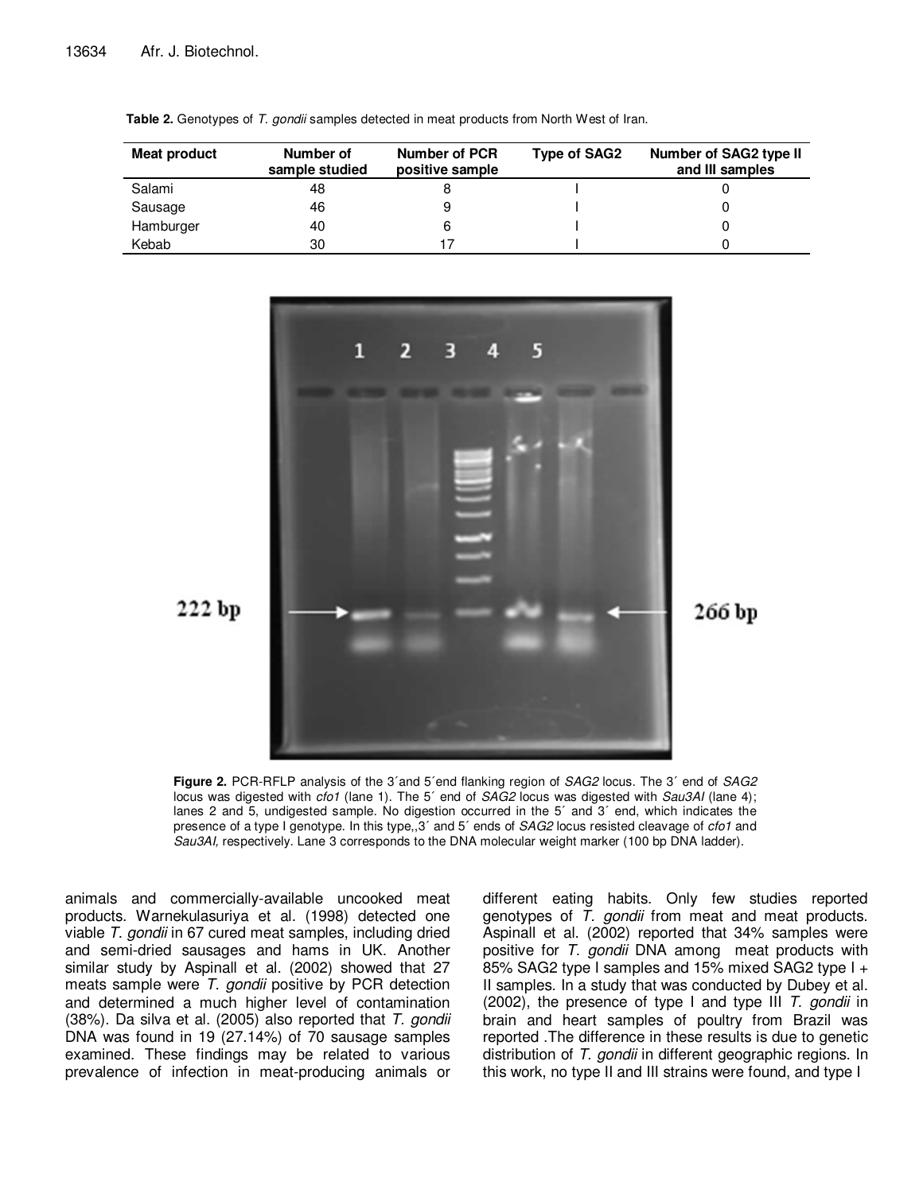**Table 2.** Genotypes of *T. gondii* samples detected in meat products from North West of Iran.

| Meat product | Number of sample studied | Number of PCR positive sample | Type of SAG2 | Number of SAG2 type II and III samples |
|---|---|---|---|---|
| Salami | 48 | 8 | I | 0 |
| Sausage | 46 | 9 | I | 0 |
| Hamburger | 40 | 6 | I | 0 |
| Kebab | 30 | 17 | I | 0 |

**Figure 2.** PCR-RFLP analysis of the 3´and 5´end flanking region of *SAG2* locus. The 3´ end of *SAG2* locus was digested with *cfo1* (lane 1). The 5´ end of *SAG2* locus was digested with *Sau3AI* (lane 4); lanes 2 and 5, undigested sample. No digestion occurred in the 5´ and 3´ end, which indicates the presence of a type I genotype. In this type,,3´ and 5´ ends of *SAG2* locus resisted cleavage of *cfo1* and *Sau3AI,* respectively. Lane 3 corresponds to the DNA molecular weight marker (100 bp DNA ladder).

animals and commercially-available uncooked meat products. Warnekulasuriya et al. (1998) detected one viable *T. gondii* in 67 cured meat samples, including dried and semi-dried sausages and hams in UK. Another similar study by Aspinall et al. (2002) showed that 27 meats sample were *T. gondii* positive by PCR detection and determined a much higher level of contamination (38%). Da silva et al. (2005) also reported that *T. gondii* DNA was found in 19 (27.14%) of 70 sausage samples examined. These findings may be related to various prevalence of infection in meat-producing animals or different eating habits. Only few studies reported genotypes of *T. gondii* from meat and meat products. Aspinall et al. (2002) reported that 34% samples were positive for *T. gondii* DNA among meat products with 85% SAG2 type I samples and 15% mixed SAG2 type I + II samples. In a study that was conducted by Dubey et al. (2002), the presence of type I and type III *T. gondii* in brain and heart samples of poultry from Brazil was reported .The difference in these results is due to genetic distribution of *T. gondii* in different geographic regions. In this work, no type II and III strains were found, and type I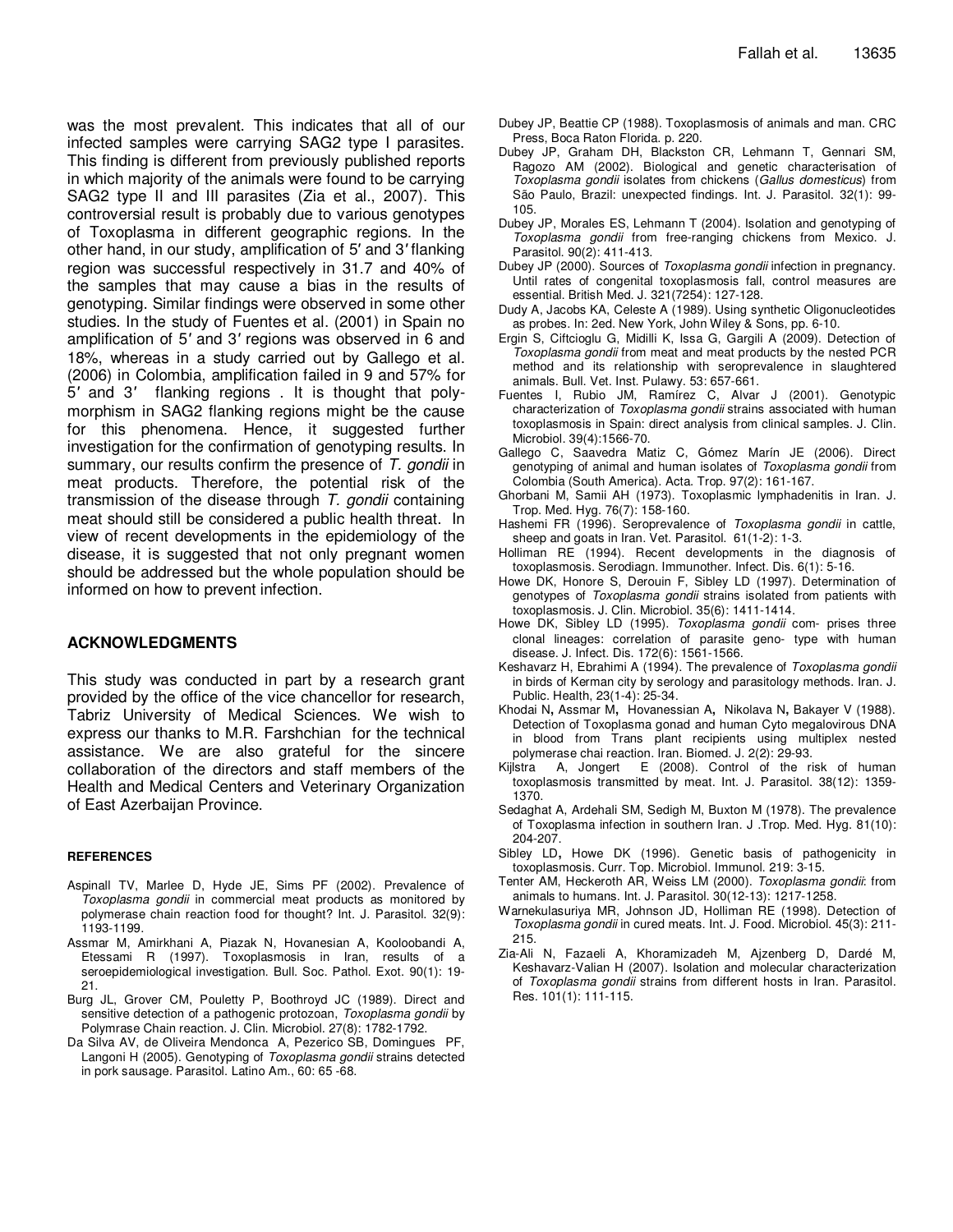was the most prevalent. This indicates that all of our infected samples were carrying SAG2 type I parasites. This finding is different from previously published reports in which majority of the animals were found to be carrying SAG2 type II and III parasites (Zia et al., 2007). This controversial result is probably due to various genotypes of Toxoplasma in different geographic regions. In the other hand, in our study, amplification of 5′ and 3′ flanking region was successful respectively in 31.7 and 40% of the samples that may cause a bias in the results of genotyping. Similar findings were observed in some other studies. In the study of Fuentes et al. (2001) in Spain no amplification of 5′ and 3′ regions was observed in 6 and 18%, whereas in a study carried out by Gallego et al. (2006) in Colombia, amplification failed in 9 and 57% for 5′ and 3′ flanking regions . It is thought that polymorphism in SAG2 flanking regions might be the cause for this phenomena. Hence, it suggested further investigation for the confirmation of genotyping results. In summary, our results confirm the presence of *T. gondii* in meat products. Therefore, the potential risk of the transmission of the disease through *T. gondii* containing meat should still be considered a public health threat. In view of recent developments in the epidemiology of the disease, it is suggested that not only pregnant women should be addressed but the whole population should be informed on how to prevent infection.

## ACKNOWLEDGMENTS

This study was conducted in part by a research grant provided by the office of the vice chancellor for research, Tabriz University of Medical Sciences. We wish to express our thanks to M.R. Farshchian for the technical assistance. We are also grateful for the sincere collaboration of the directors and staff members of the Health and Medical Centers and Veterinary Organization of East Azerbaijan Province.

### REFERENCES

Aspinall TV, Marlee D, Hyde JE, Sims PF (2002). Prevalence of *Toxoplasma gondii* in commercial meat products as monitored by polymerase chain reaction food for thought? Int. J. Parasitol. 32(9): 1193-1199.

Assmar M, Amirkhani A, Piazak N, Hovanesian A, Kooloobandi A, Etessami R (1997). Toxoplasmosis in Iran, results of a seroepidemiological investigation. Bull. Soc. Pathol. Exot. 90(1): 19-21.

Burg JL, Grover CM, Pouletty P, Boothroyd JC (1989). Direct and sensitive detection of a pathogenic protozoan, *Toxoplasma gondii* by Polymrase Chain reaction. J. Clin. Microbiol. 27(8): 1782-1792.

Da Silva AV, de Oliveira Mendonca A, Pezerico SB, Domingues PF, Langoni H (2005). Genotyping of *Toxoplasma gondii* strains detected in pork sausage. Parasitol. Latino Am., 60: 65 -68.

Dubey JP, Beattie CP (1988). Toxoplasmosis of animals and man. CRC Press, Boca Raton Florida. p. 220.

Dubey JP, Graham DH, Blackston CR, Lehmann T, Gennari SM, Ragozo AM (2002). Biological and genetic characterisation of *Toxoplasma gondii* isolates from chickens (*Gallus domesticus*) from São Paulo, Brazil: unexpected findings. Int. J. Parasitol. 32(1): 99-105.

Dubey JP, Morales ES, Lehmann T (2004). Isolation and genotyping of *Toxoplasma gondii* from free-ranging chickens from Mexico. J. Parasitol. 90(2): 411-413.

Dubey JP (2000). Sources of *Toxoplasma gondii* infection in pregnancy. Until rates of congenital toxoplasmosis fall, control measures are essential. British Med. J. 321(7254): 127-128.

Dudy A, Jacobs KA, Celeste A (1989). Using synthetic Oligonucleotides as probes. In: 2ed. New York, John Wiley & Sons, pp. 6-10.

Ergin S, Ciftcioglu G, Midilli K, Issa G, Gargili A (2009). Detection of *Toxoplasma gondii* from meat and meat products by the nested PCR method and its relationship with seroprevalence in slaughtered animals. Bull. Vet. Inst. Pulawy. 53: 657-661.

Fuentes I, Rubio JM, Ramírez C, Alvar J (2001). Genotypic characterization of *Toxoplasma gondii* strains associated with human toxoplasmosis in Spain: direct analysis from clinical samples. J. Clin. Microbiol. 39(4):1566-70.

Gallego C, Saavedra Matiz C, Gómez Marín JE (2006). Direct genotyping of animal and human isolates of *Toxoplasma gondii* from Colombia (South America). Acta. Trop. 97(2): 161-167.

Ghorbani M, Samii AH (1973). Toxoplasmic lymphadenitis in Iran. J. Trop. Med. Hyg. 76(7): 158-160.

Hashemi FR (1996). Seroprevalence of *Toxoplasma gondii* in cattle, sheep and goats in Iran. Vet. Parasitol. 61(1-2): 1-3.

Holliman RE (1994). Recent developments in the diagnosis of toxoplasmosis. Serodiagn. Immunother. Infect. Dis. 6(1): 5-16.

Howe DK, Honore S, Derouin F, Sibley LD (1997). Determination of genotypes of *Toxoplasma gondii* strains isolated from patients with toxoplasmosis. J. Clin. Microbiol. 35(6): 1411-1414.

Howe DK, Sibley LD (1995). *Toxoplasma gondii* com- prises three clonal lineages: correlation of parasite geno- type with human disease. J. Infect. Dis. 172(6): 1561-1566.

Keshavarz H, Ebrahimi A (1994). The prevalence of *Toxoplasma gondii* in birds of Kerman city by serology and parasitology methods. Iran. J. Public. Health, 23(1-4): 25-34.

Khodai N, Assmar M, Hovanessian A, Nikolava N, Bakayer V (1988). Detection of Toxoplasma gonad and human Cyto megalovirous DNA in blood from Trans plant recipients using multiplex nested polymerase chai reaction. Iran. Biomed. J. 2(2): 29-93.

Kijlstra A, Jongert E (2008). Control of the risk of human toxoplasmosis transmitted by meat. Int. J. Parasitol. 38(12): 1359-1370.

Sedaghat A, Ardehali SM, Sedigh M, Buxton M (1978). The prevalence of Toxoplasma infection in southern Iran. J .Trop. Med. Hyg. 81(10): 204-207.

Sibley LD, Howe DK (1996). Genetic basis of pathogenicity in toxoplasmosis. Curr. Top. Microbiol. Immunol. 219: 3-15.

Tenter AM, Heckeroth AR, Weiss LM (2000). *Toxoplasma gondii*: from animals to humans. Int. J. Parasitol. 30(12-13): 1217-1258.

Warnekulasuriya MR, Johnson JD, Holliman RE (1998). Detection of *Toxoplasma gondii* in cured meats. Int. J. Food. Microbiol. 45(3): 211-215.

Zia-Ali N, Fazaeli A, Khoramizadeh M, Ajzenberg D, Dardé M, Keshavarz-Valian H (2007). Isolation and molecular characterization of *Toxoplasma gondii* strains from different hosts in Iran. Parasitol. Res. 101(1): 111-115.